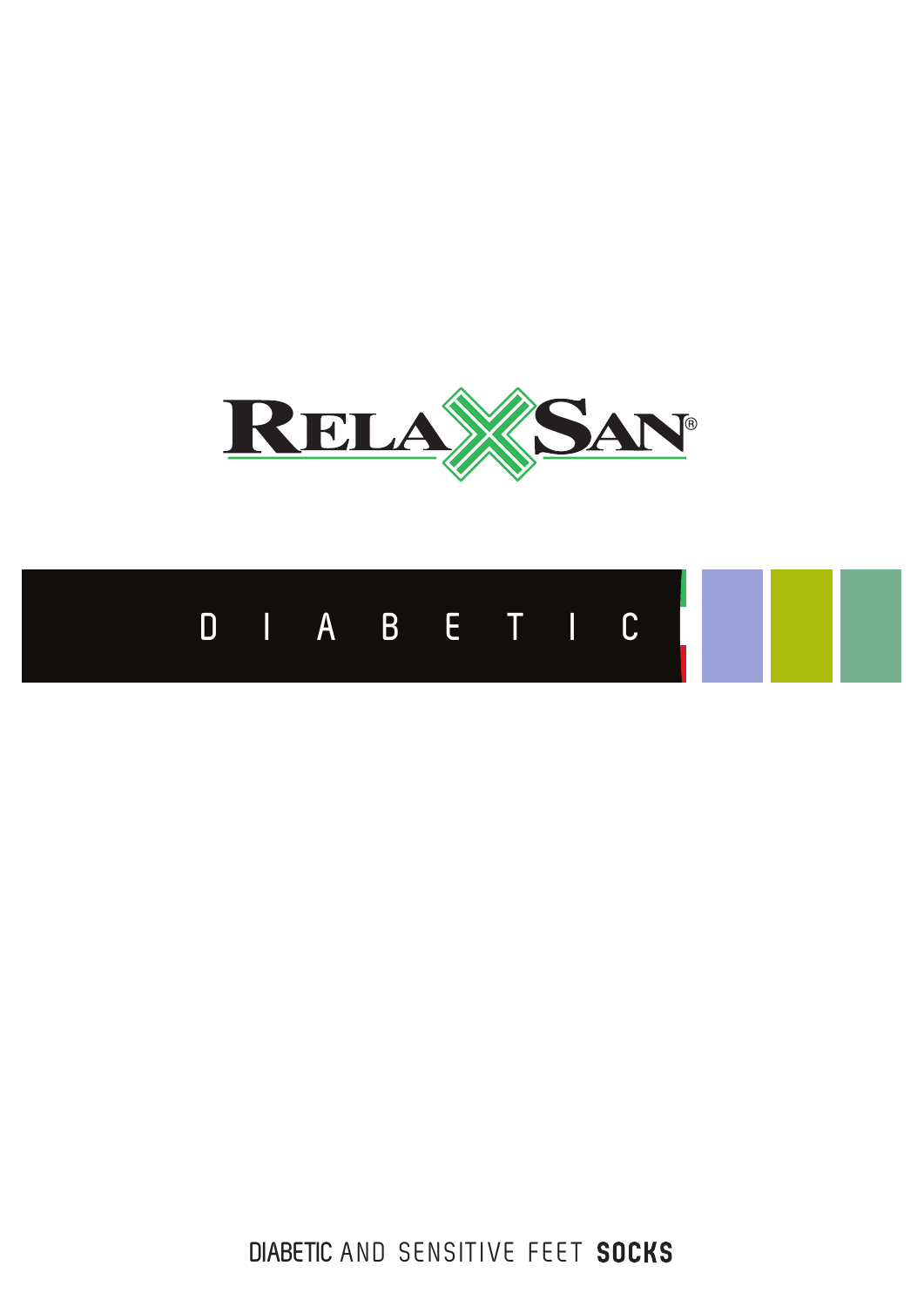# RELAXSAN®

## DIABETIC

DIABETIC AND SENSITIVE FEET **SOCKS**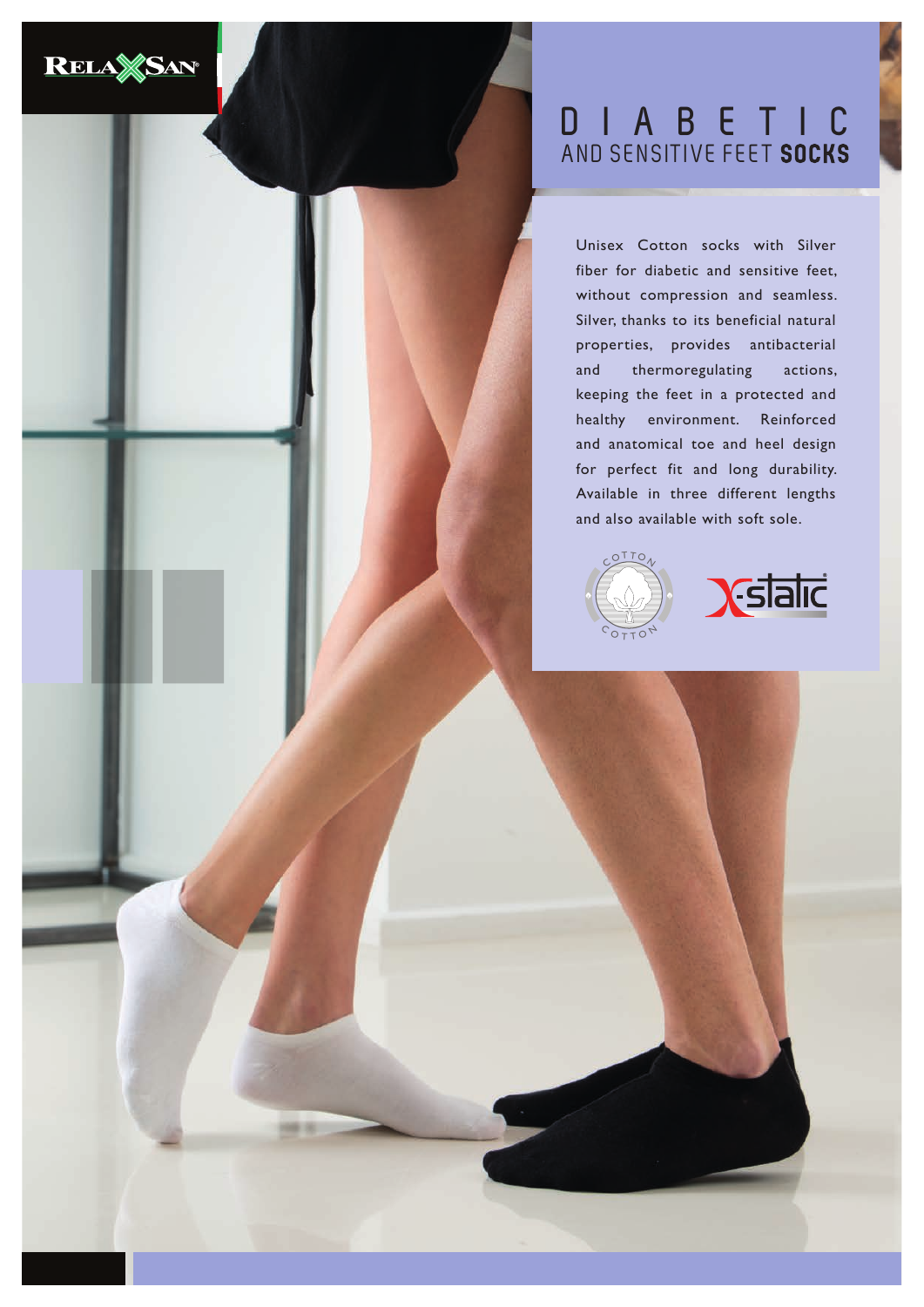RELAXSAN

# DIABETIC
## AND SENSITIVE FEET **SOCKS**

Unisex Cotton socks with Silver fiber for diabetic and sensitive feet, without compression and seamless. Silver, thanks to its beneficial natural properties, provides antibacterial and thermoregulating actions, keeping the feet in a protected and healthy environment. Reinforced and anatomical toe and heel design for perfect fit and long durability. Available in three different lengths and also available with soft sole.

COTTON

X-static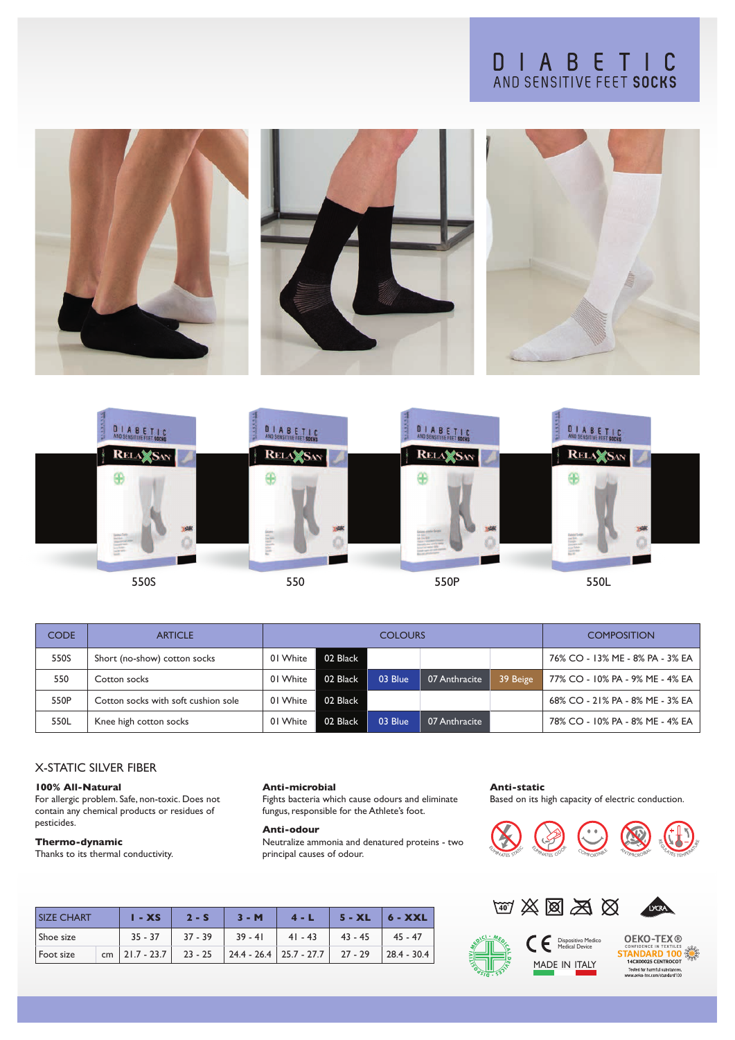# DIABETIC AND SENSITIVE FEET SOCKS

550S

550

550P

550L

| CODE | ARTICLE | COLOURS | | | | | COMPOSITION |
|---|---|---|---|---|---|---|---|
| 550S | Short (no-show) cotton socks | 01 White | 02 Black | | | | 76% CO - 13% ME - 8% PA - 3% EA |
| 550 | Cotton socks | 01 White | 02 Black | 03 Blue | 07 Anthracite | 39 Beige | 77% CO - 10% PA - 9% ME - 4% EA |
| 550P | Cotton socks with soft cushion sole | 01 White | 02 Black | | | | 68% CO - 21% PA - 8% ME - 3% EA |
| 550L | Knee high cotton socks | 01 White | 02 Black | 03 Blue | 07 Anthracite | | 78% CO - 10% PA - 8% ME - 4% EA |

## X-STATIC SILVER FIBER

**100% All-Natural**
For allergic problem. Safe, non-toxic. Does not contain any chemical products or residues of pesticides.

**Thermo-dynamic**
Thanks to its thermal conductivity.

**Anti-microbial**
Fights bacteria which cause odours and eliminate fungus, responsible for the Athlete's foot.

**Anti-odour**
Neutralize ammonia and denatured proteins - two principal causes of odour.

**Anti-static**
Based on its high capacity of electric conduction.

ELIMINATES STATIC · ELIMINATES ODOR · COMFORTABLE · ANTIMICROBIAL · REGULATES TEMPERATURE

| SIZE CHART | | I - XS | 2 - S | 3 - M | 4 - L | 5 - XL | 6 - XXL |
|---|---|---|---|---|---|---|---|
| Shoe size | | 35 - 37 | 37 - 39 | 39 - 41 | 41 - 43 | 43 - 45 | 45 - 47 |
| Foot size | cm | 21.7 - 23.7 | 23 - 25 | 24.4 - 26.4 | 25.7 - 27.7 | 27 - 29 | 28.4 - 30.4 |

Dispositivi Medici - Medical Devices

CE Dispositivo Medico Medical Device

MADE IN ITALY

OEKO-TEX® CONFIDENCE IN TEXTILES STANDARD 100 14CX00025 CENTROCOT Tested for harmful substances. www.oeko-tex.com/standard100

LYCRA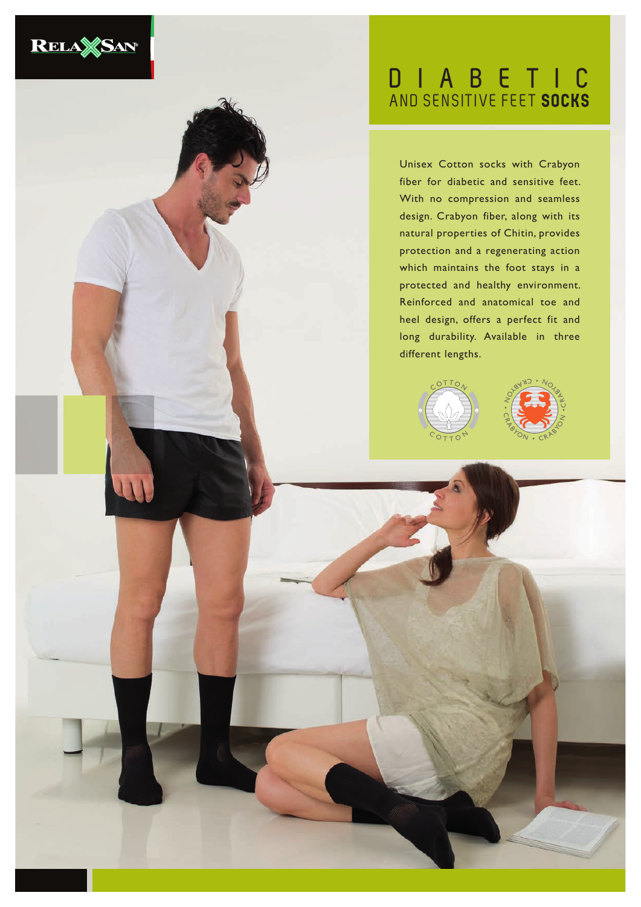RELAXSAN

# DIABETIC
## AND SENSITIVE FEET **SOCKS**

Unisex Cotton socks with Crabyon fiber for diabetic and sensitive feet. With no compression and seamless design. Crabyon fiber, along with its natural properties of Chitin, provides protection and a regenerating action which maintains the foot stays in a protected and healthy environment. Reinforced and anatomical toe and heel design, offers a perfect fit and long durability. Available in three different lengths.

COTTON

CRABYON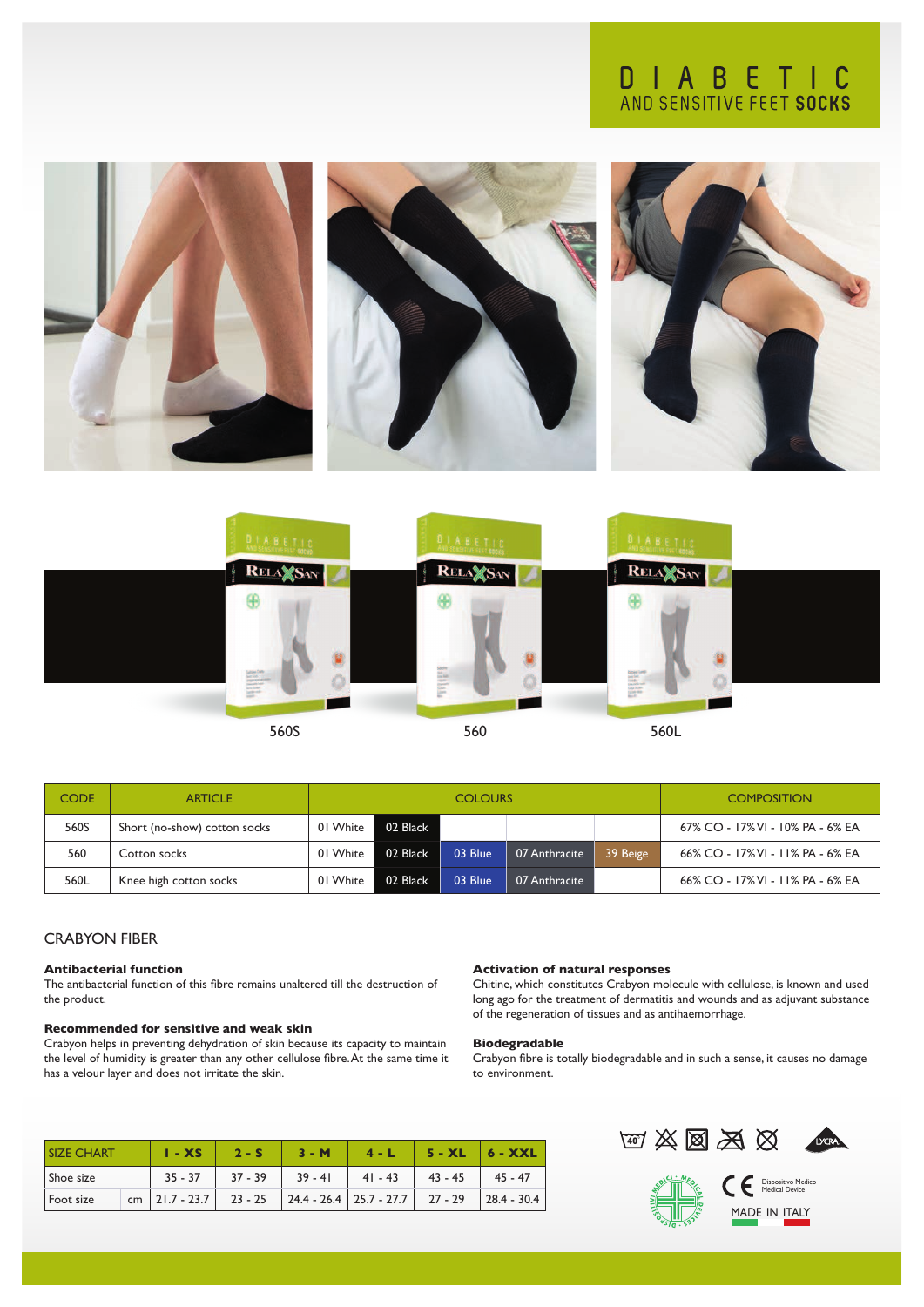# DIABETIC AND SENSITIVE FEET SOCKS

560S

560

560L

| CODE | ARTICLE | COLOURS | | | | | COMPOSITION |
|---|---|---|---|---|---|---|---|
| 560S | Short (no-show) cotton socks | 01 White | 02 Black | | | | 67% CO - 17% VI - 10% PA - 6% EA |
| 560 | Cotton socks | 01 White | 02 Black | 03 Blue | 07 Anthracite | 39 Beige | 66% CO - 17% VI - 11% PA - 6% EA |
| 560L | Knee high cotton socks | 01 White | 02 Black | 03 Blue | 07 Anthracite | | 66% CO - 17% VI - 11% PA - 6% EA |

## CRABYON FIBER

**Antibacterial function**
The antibacterial function of this fibre remains unaltered till the destruction of the product.

**Recommended for sensitive and weak skin**
Crabyon helps in preventing dehydration of skin because its capacity to maintain the level of humidity is greater than any other cellulose fibre. At the same time it has a velour layer and does not irritate the skin.

**Activation of natural responses**
Chitine, which constitutes Crabyon molecule with cellulose, is known and used long ago for the treatment of dermatitis and wounds and as adjuvant substance of the regeneration of tissues and as antihaemorrhage.

**Biodegradable**
Crabyon fibre is totally biodegradable and in such a sense, it causes no damage to environment.

| SIZE CHART | | 1 - XS | 2 - S | 3 - M | 4 - L | 5 - XL | 6 - XXL |
|---|---|---|---|---|---|---|---|
| Shoe size | | 35 - 37 | 37 - 39 | 39 - 41 | 41 - 43 | 43 - 45 | 45 - 47 |
| Foot size | cm | 21.7 - 23.7 | 23 - 25 | 24.4 - 26.4 | 25.7 - 27.7 | 27 - 29 | 28.4 - 30.4 |

Dispositivo Medico
Medical Device

MADE IN ITALY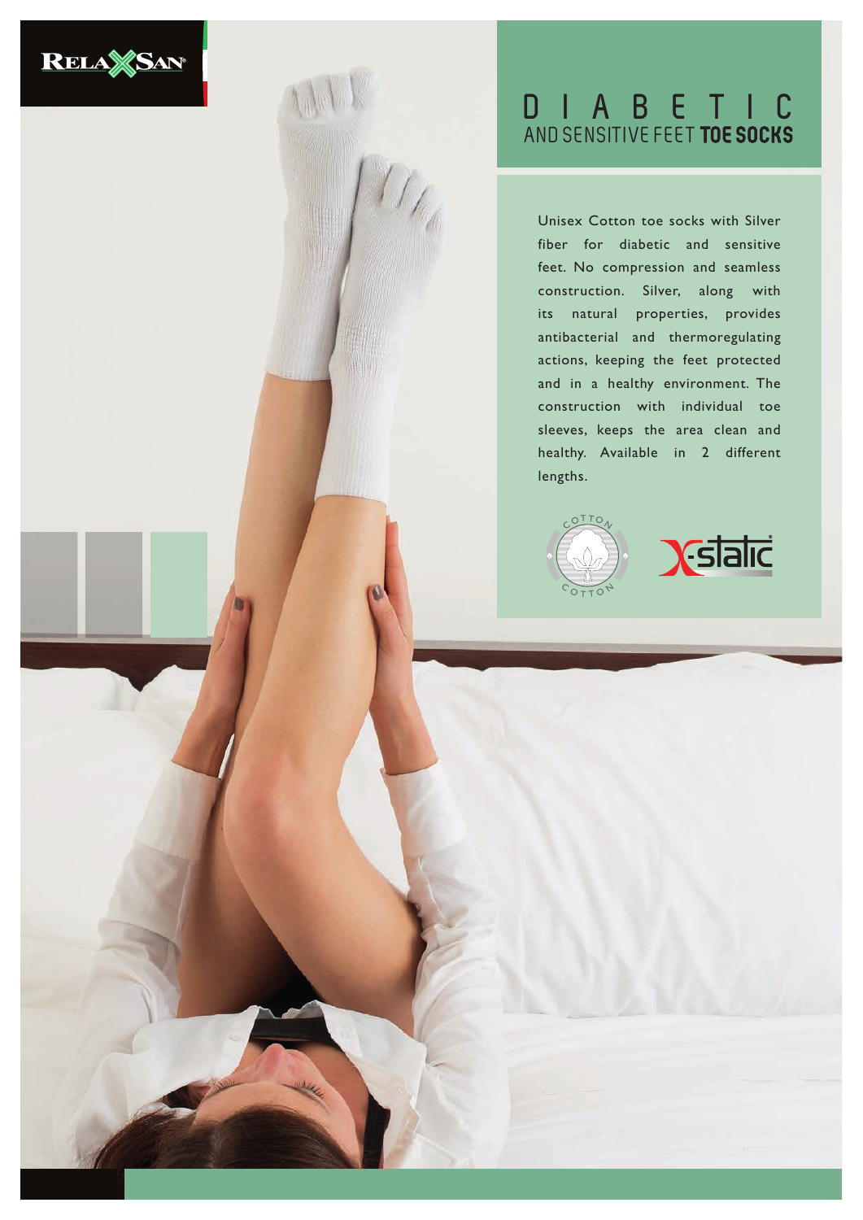RELAXSAN

# DIABETIC
## AND SENSITIVE FEET **TOE SOCKS**

Unisex Cotton toe socks with Silver fiber for diabetic and sensitive feet. No compression and seamless construction. Silver, along with its natural properties, provides antibacterial and thermoregulating actions, keeping the feet protected and in a healthy environment. The construction with individual toe sleeves, keeps the area clean and healthy. Available in 2 different lengths.

COTTON

X-static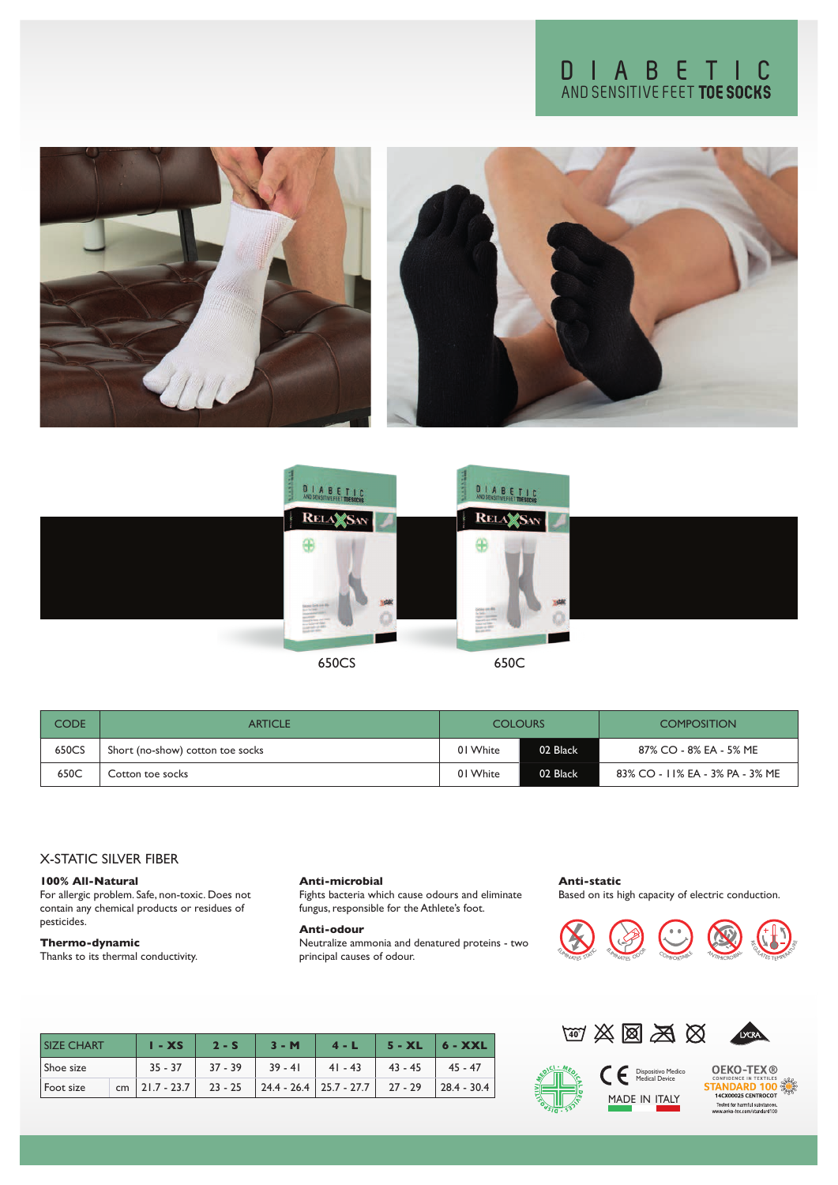# DIABETIC

## AND SENSITIVE FEET TOE SOCKS

650CS

650C

| CODE | ARTICLE | COLOURS | | COMPOSITION |
|---|---|---|---|---|
| 650CS | Short (no-show) cotton toe socks | 01 White | 02 Black | 87% CO - 8% EA - 5% ME |
| 650C | Cotton toe socks | 01 White | 02 Black | 83% CO - 11% EA - 3% PA - 3% ME |

## X-STATIC SILVER FIBER

**100% All-Natural**
For allergic problem. Safe, non-toxic. Does not contain any chemical products or residues of pesticides.

**Thermo-dynamic**
Thanks to its thermal conductivity.

**Anti-microbial**
Fights bacteria which cause odours and eliminate fungus, responsible for the Athlete's foot.

**Anti-odour**
Neutralize ammonia and denatured proteins - two principal causes of odour.

**Anti-static**
Based on its high capacity of electric conduction.

ELIMINATES STATIC · ELIMINATES ODOR · COMFORTABLE · ANTIMICROBIAL · REGULATES TEMPERATURE

| SIZE CHART | | 1 - XS | 2 - S | 3 - M | 4 - L | 5 - XL | 6 - XXL |
|---|---|---|---|---|---|---|---|
| Shoe size | | 35 - 37 | 37 - 39 | 39 - 41 | 41 - 43 | 43 - 45 | 45 - 47 |
| Foot size | cm | 21.7 - 23.7 | 23 - 25 | 24.4 - 26.4 | 25.7 - 27.7 | 27 - 29 | 28.4 - 30.4 |

40

LYCRA

DISPOSITIVI MEDICI - MEDICAL DEVICES

CE Dispositivo Medico Medical Device

MADE IN ITALY

OEKO-TEX® CONFIDENCE IN TEXTILES STANDARD 100 14CX00025 CENTROCOT Tested for harmful substances. www.oeko-tex.com/standard100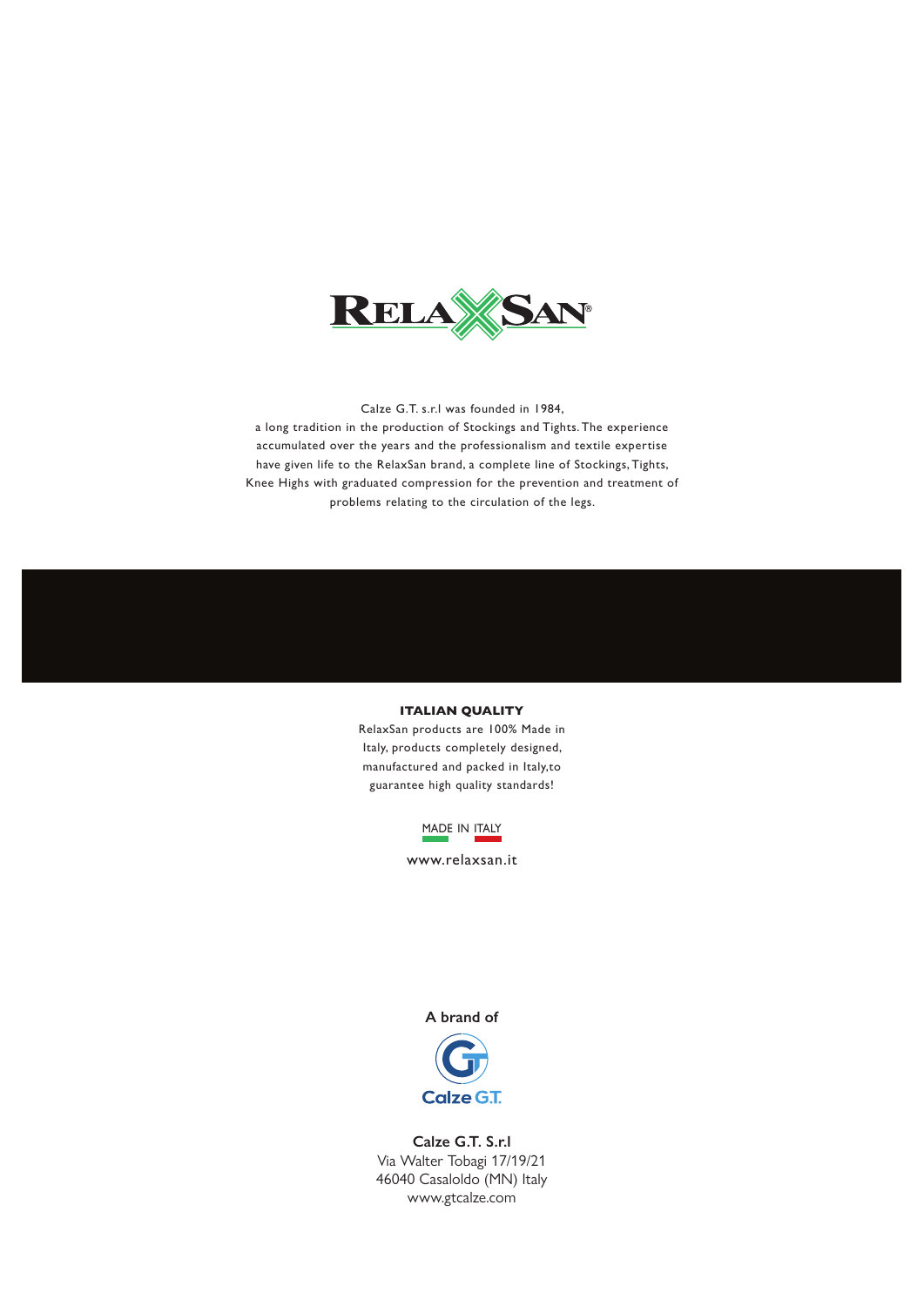RELAXSAN®

Calze G.T. s.r.l was founded in 1984,
a long tradition in the production of Stockings and Tights. The experience accumulated over the years and the professionalism and textile expertise have given life to the RelaxSan brand, a complete line of Stockings, Tights, Knee Highs with graduated compression for the prevention and treatment of problems relating to the circulation of the legs.

**ITALIAN QUALITY**

RelaxSan products are 100% Made in Italy, products completely designed, manufactured and packed in Italy,to guarantee high quality standards!

MADE IN ITALY

www.relaxsan.it

**A brand of**

Calze G.T.

**Calze G.T. S.r.l**
Via Walter Tobagi 17/19/21
46040 Casaloldo (MN) Italy
www.gtcalze.com